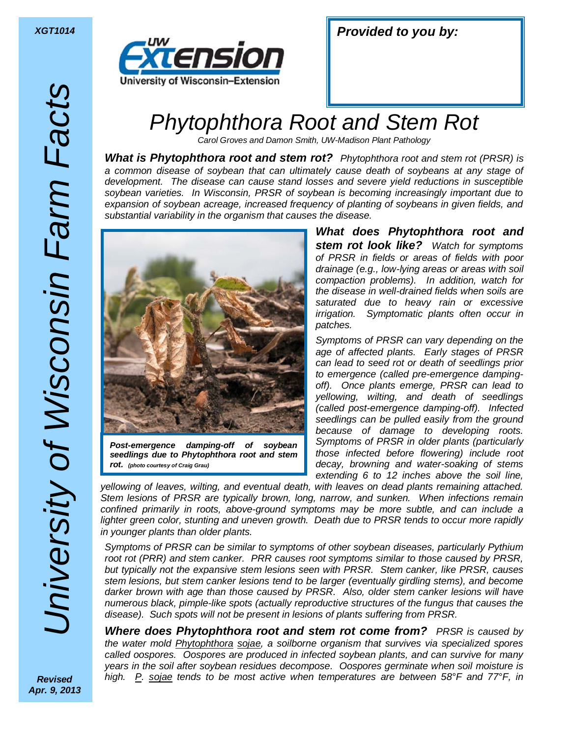XGT1014

University of Wisconsin Farm Facts

UW Extension
University of Wisconsin–Extension

**Provided to you by:**

# Phytophthora Root and Stem Rot

*Carol Groves and Damon Smith, UW-Madison Plant Pathology*

***What is Phytophthora root and stem rot?*** *Phytophthora root and stem rot (PRSR) is a common disease of soybean that can ultimately cause death of soybeans at any stage of development. The disease can cause stand losses and severe yield reductions in susceptible soybean varieties. In Wisconsin, PRSR of soybean is becoming increasingly important due to expansion of soybean acreage, increased frequency of planting of soybeans in given fields, and substantial variability in the organism that causes the disease.*

***Post-emergence damping-off of soybean seedlings due to Phytophthora root and stem rot.*** *(photo courtesy of Craig Grau)*

***What does Phytophthora root and stem rot look like?*** *Watch for symptoms of PRSR in fields or areas of fields with poor drainage (e.g., low-lying areas or areas with soil compaction problems). In addition, watch for the disease in well-drained fields when soils are saturated due to heavy rain or excessive irrigation. Symptomatic plants often occur in patches.*

*Symptoms of PRSR can vary depending on the age of affected plants. Early stages of PRSR can lead to seed rot or death of seedlings prior to emergence (called pre-emergence damping-off). Once plants emerge, PRSR can lead to yellowing, wilting, and death of seedlings (called post-emergence damping-off). Infected seedlings can be pulled easily from the ground because of damage to developing roots. Symptoms of PRSR in older plants (particularly those infected before flowering) include root decay, browning and water-soaking of stems extending 6 to 12 inches above the soil line, yellowing of leaves, wilting, and eventual death, with leaves on dead plants remaining attached. Stem lesions of PRSR are typically brown, long, narrow, and sunken. When infections remain confined primarily in roots, above-ground symptoms may be more subtle, and can include a lighter green color, stunting and uneven growth. Death due to PRSR tends to occur more rapidly in younger plants than older plants.*

*Symptoms of PRSR can be similar to symptoms of other soybean diseases, particularly Pythium root rot (PRR) and stem canker. PRR causes root symptoms similar to those caused by PRSR, but typically not the expansive stem lesions seen with PRSR. Stem canker, like PRSR, causes stem lesions, but stem canker lesions tend to be larger (eventually girdling stems), and become darker brown with age than those caused by PRSR. Also, older stem canker lesions will have numerous black, pimple-like spots (actually reproductive structures of the fungus that causes the disease). Such spots will not be present in lesions of plants suffering from PRSR.*

***Where does Phytophthora root and stem rot come from?*** *PRSR is caused by the water mold Phytophthora sojae, a soilborne organism that survives via specialized spores called oospores. Oospores are produced in infected soybean plants, and can survive for many years in the soil after soybean residues decompose. Oospores germinate when soil moisture is high. P. sojae tends to be most active when temperatures are between 58°F and 77°F, in*

*Revised Apr. 9, 2013*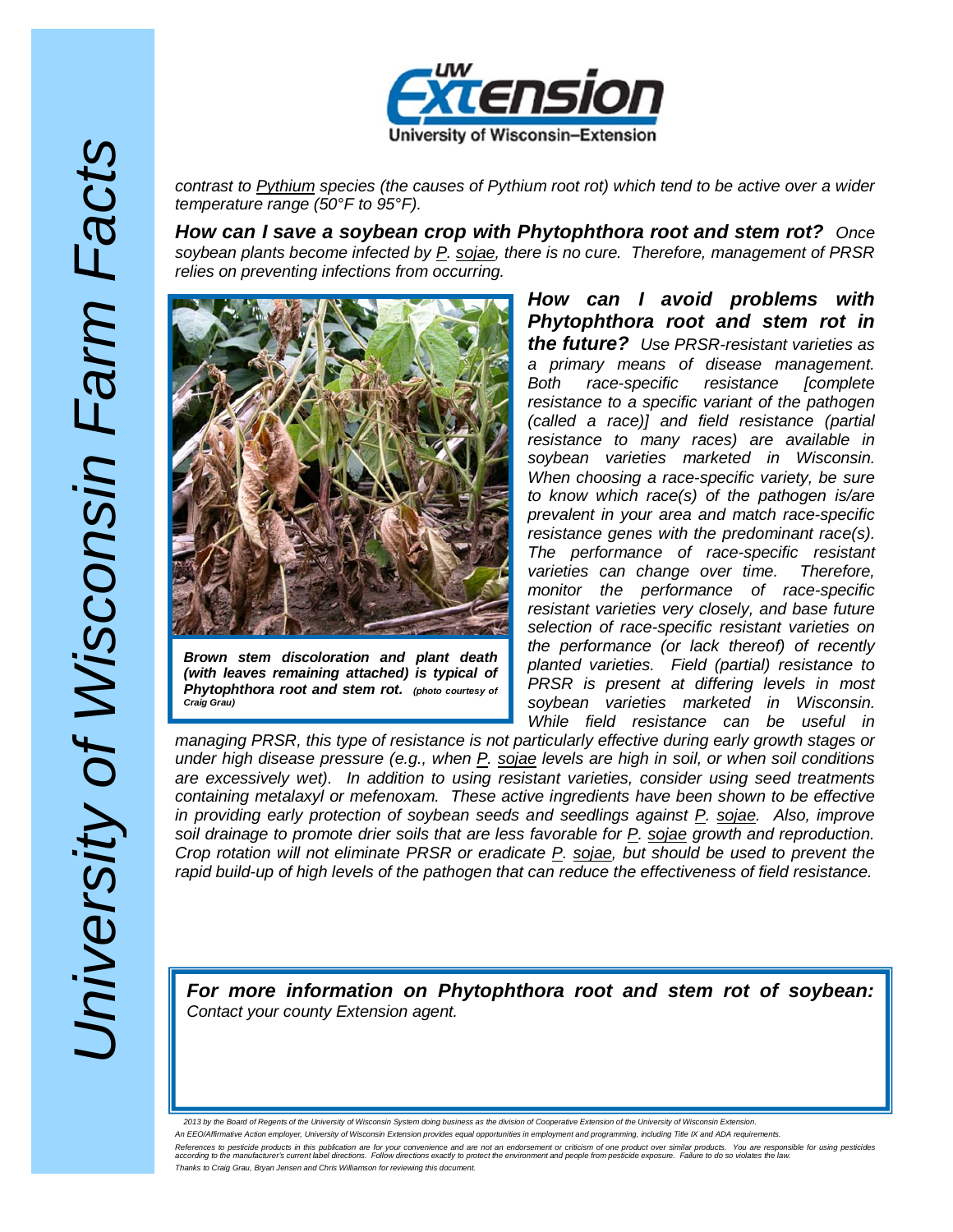*contrast to Pythium species (the causes of Pythium root rot) which tend to be active over a wider temperature range (50°F to 95°F).*

***How can I save a soybean crop with Phytophthora root and stem rot?*** *Once soybean plants become infected by P. sojae, there is no cure. Therefore, management of PRSR relies on preventing infections from occurring.*

***Brown stem discoloration and plant death (with leaves remaining attached) is typical of Phytophthora root and stem rot.*** *(photo courtesy of Craig Grau)*

***How can I avoid problems with Phytophthora root and stem rot in the future?*** *Use PRSR-resistant varieties as a primary means of disease management. Both race-specific resistance [complete resistance to a specific variant of the pathogen (called a race)] and field resistance (partial resistance to many races) are available in soybean varieties marketed in Wisconsin. When choosing a race-specific variety, be sure to know which race(s) of the pathogen is/are prevalent in your area and match race-specific resistance genes with the predominant race(s). The performance of race-specific resistant varieties can change over time. Therefore, monitor the performance of race-specific resistant varieties very closely, and base future selection of race-specific resistant varieties on the performance (or lack thereof) of recently planted varieties. Field (partial) resistance to PRSR is present at differing levels in most soybean varieties marketed in Wisconsin. While field resistance can be useful in managing PRSR, this type of resistance is not particularly effective during early growth stages or under high disease pressure (e.g., when P. sojae levels are high in soil, or when soil conditions are excessively wet). In addition to using resistant varieties, consider using seed treatments containing metalaxyl or mefenoxam. These active ingredients have been shown to be effective in providing early protection of soybean seeds and seedlings against P. sojae. Also, improve soil drainage to promote drier soils that are less favorable for P. sojae growth and reproduction. Crop rotation will not eliminate PRSR or eradicate P. sojae, but should be used to prevent the rapid build-up of high levels of the pathogen that can reduce the effectiveness of field resistance.*

***For more information on Phytophthora root and stem rot of soybean:*** *Contact your county Extension agent.*

*2013 by the Board of Regents of the University of Wisconsin System doing business as the division of Cooperative Extension of the University of Wisconsin Extension.*
*An EEO/Affirmative Action employer, University of Wisconsin Extension provides equal opportunities in employment and programming, including Title IX and ADA requirements.*
*References to pesticide products in this publication are for your convenience and are not an endorsement or criticism of one product over similar products. You are responsible for using pesticides according to the manufacturer's current label directions. Follow directions exactly to protect the environment and people from pesticide exposure. Failure to do so violates the law.*
*Thanks to Craig Grau, Bryan Jensen and Chris Williamson for reviewing this document.*